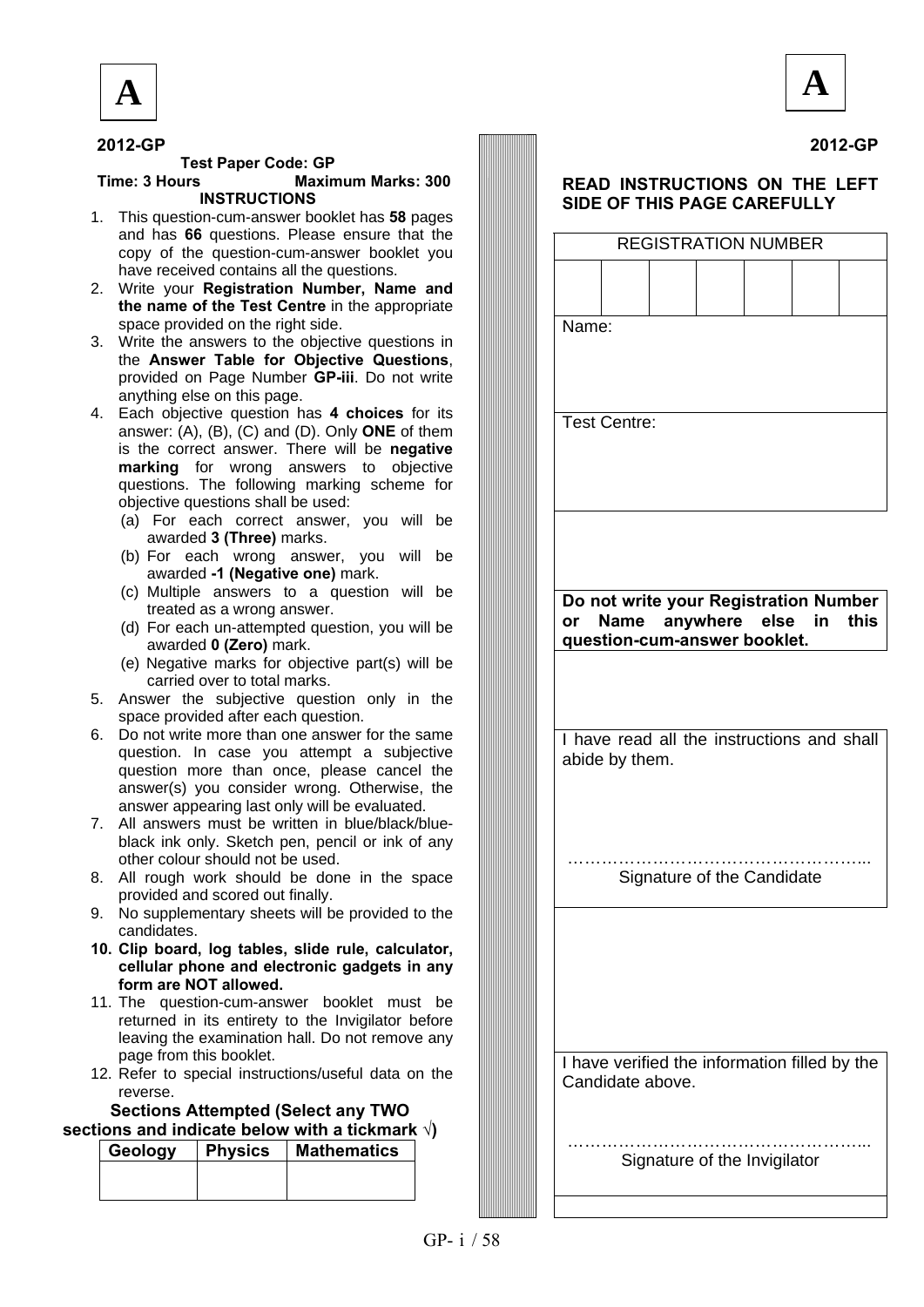**A**

**2012-GP**

**Test Paper Code: GP**

**Time: 3 Hours** **Maximum Marks: 300**

**INSTRUCTIONS**

1. This question-cum-answer booklet has **58** pages and has **66** questions. Please ensure that the copy of the question-cum-answer booklet you have received contains all the questions.
2. Write your **Registration Number, Name and the name of the Test Centre** in the appropriate space provided on the right side.
3. Write the answers to the objective questions in the **Answer Table for Objective Questions**, provided on Page Number **GP-iii**. Do not write anything else on this page.
4. Each objective question has **4 choices** for its answer: (A), (B), (C) and (D). Only **ONE** of them is the correct answer. There will be **negative marking** for wrong answers to objective questions. The following marking scheme for objective questions shall be used:
   - (a) For each correct answer, you will be awarded **3 (Three)** marks.
   - (b) For each wrong answer, you will be awarded **-1 (Negative one)** mark.
   - (c) Multiple answers to a question will be treated as a wrong answer.
   - (d) For each un-attempted question, you will be awarded **0 (Zero)** mark.
   - (e) Negative marks for objective part(s) will be carried over to total marks.
5. Answer the subjective question only in the space provided after each question.
6. Do not write more than one answer for the same question. In case you attempt a subjective question more than once, please cancel the answer(s) you consider wrong. Otherwise, the answer appearing last only will be evaluated.
7. All answers must be written in blue/black/blue-black ink only. Sketch pen, pencil or ink of any other colour should not be used.
8. All rough work should be done in the space provided and scored out finally.
9. No supplementary sheets will be provided to the candidates.
10. **Clip board, log tables, slide rule, calculator, cellular phone and electronic gadgets in any form are NOT allowed.**
11. The question-cum-answer booklet must be returned in its entirety to the Invigilator before leaving the examination hall. Do not remove any page from this booklet.
12. Refer to special instructions/useful data on the reverse.

**Sections Attempted (Select any TWO sections and indicate below with a tickmark √)**

| Geology | Physics | Mathematics |
|---|---|---|
| | | |

**A**

**2012-GP**

**READ INSTRUCTIONS ON THE LEFT SIDE OF THIS PAGE CAREFULLY**

| REGISTRATION NUMBER | | | | | | |
|---|---|---|---|---|---|---|
| | | | | | | |

Name:

Test Centre:

**Do not write your Registration Number or Name anywhere else in this question-cum-answer booklet.**

I have read all the instructions and shall abide by them.

……………………………………………...
Signature of the Candidate

I have verified the information filled by the Candidate above.

……………………………………………...
Signature of the Invigilator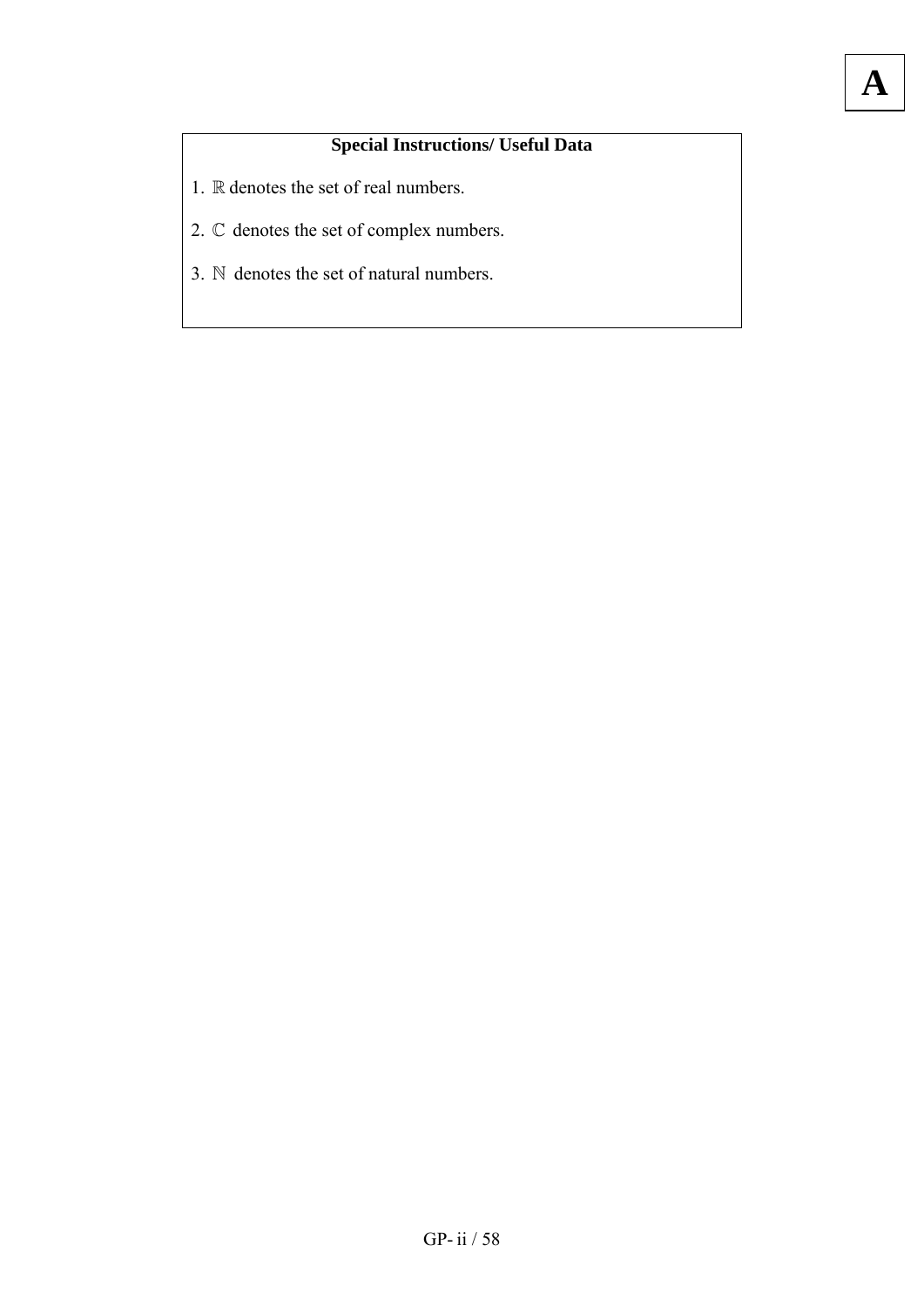**Special Instructions/ Useful Data**

1. $\mathbb{R}$ denotes the set of real numbers.

2. $\mathbb{C}$ denotes the set of complex numbers.

3. $\mathbb{N}$ denotes the set of natural numbers.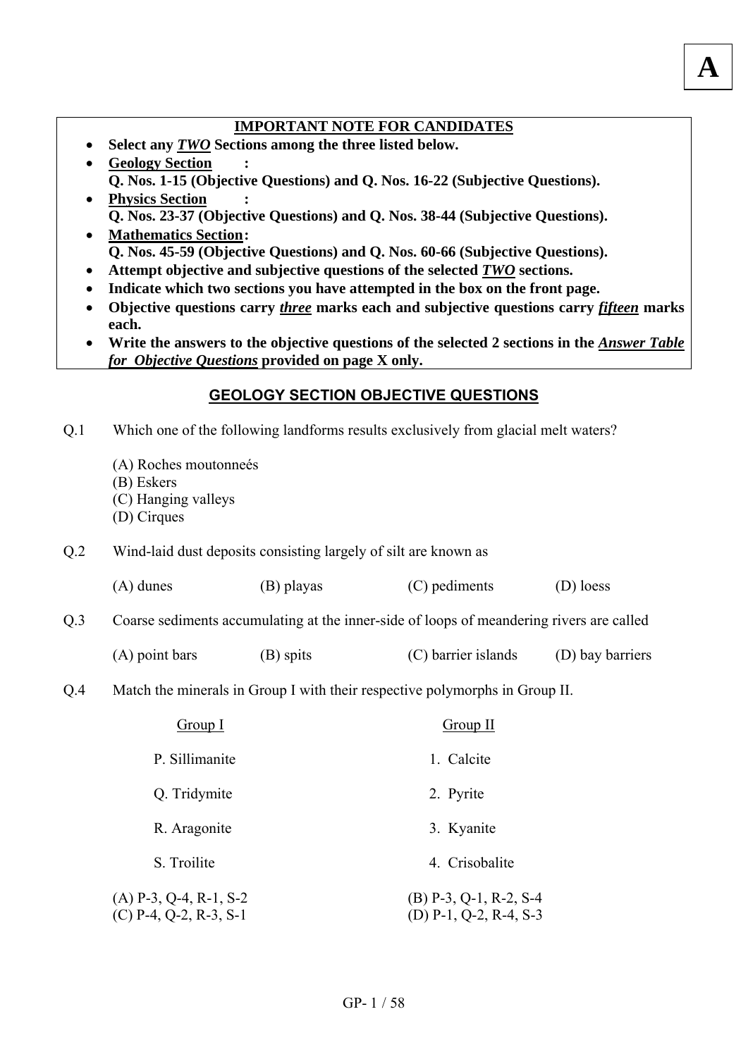**A**

**IMPORTANT NOTE FOR CANDIDATES**

- **Select any *TWO* Sections among the three listed below.**
- **Geology Section :**
  **Q. Nos. 1-15 (Objective Questions) and Q. Nos. 16-22 (Subjective Questions).**
- **Physics Section :**
  **Q. Nos. 23-37 (Objective Questions) and Q. Nos. 38-44 (Subjective Questions).**
- **Mathematics Section:**
  **Q. Nos. 45-59 (Objective Questions) and Q. Nos. 60-66 (Subjective Questions).**
- **Attempt objective and subjective questions of the selected *TWO* sections.**
- **Indicate which two sections you have attempted in the box on the front page.**
- **Objective questions carry *three* marks each and subjective questions carry *fifteen* marks each.**
- **Write the answers to the objective questions of the selected 2 sections in the *Answer Table for Objective Questions* provided on page X only.**

## GEOLOGY SECTION OBJECTIVE QUESTIONS

Q.1 Which one of the following landforms results exclusively from glacial melt waters?

(A) Roches moutonneés
(B) Eskers
(C) Hanging valleys
(D) Cirques

Q.2 Wind-laid dust deposits consisting largely of silt are known as

(A) dunes (B) playas (C) pediments (D) loess

Q.3 Coarse sediments accumulating at the inner-side of loops of meandering rivers are called

(A) point bars (B) spits (C) barrier islands (D) bay barriers

Q.4 Match the minerals in Group I with their respective polymorphs in Group II.

| Group I | Group II |
|---|---|
| P. Sillimanite | 1. Calcite |
| Q. Tridymite | 2. Pyrite |
| R. Aragonite | 3. Kyanite |
| S. Troilite | 4. Crisobalite |

(A) P-3, Q-4, R-1, S-2
(B) P-3, Q-1, R-2, S-4
(C) P-4, Q-2, R-3, S-1
(D) P-1, Q-2, R-4, S-3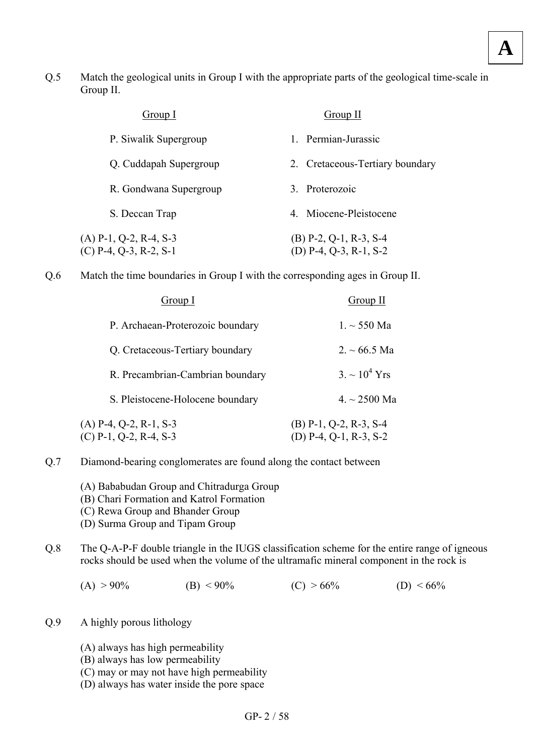Q.5 Match the geological units in Group I with the appropriate parts of the geological time-scale in Group II.

| Group I | Group II |
|---|---|
| P. Siwalik Supergroup | 1. Permian-Jurassic |
| Q. Cuddapah Supergroup | 2. Cretaceous-Tertiary boundary |
| R. Gondwana Supergroup | 3. Proterozoic |
| S. Deccan Trap | 4. Miocene-Pleistocene |

(A) P-1, Q-2, R-4, S-3
(B) P-2, Q-1, R-3, S-4
(C) P-4, Q-3, R-2, S-1
(D) P-4, Q-3, R-1, S-2

Q.6 Match the time boundaries in Group I with the corresponding ages in Group II.

| Group I | Group II |
|---|---|
| P. Archaean-Proterozoic boundary | 1. ~ 550 Ma |
| Q. Cretaceous-Tertiary boundary | 2. ~ 66.5 Ma |
| R. Precambrian-Cambrian boundary | 3. ~ $10^4$ Yrs |
| S. Pleistocene-Holocene boundary | 4. ~ 2500 Ma |

(A) P-4, Q-2, R-1, S-3
(B) P-1, Q-2, R-3, S-4
(C) P-1, Q-2, R-4, S-3
(D) P-4, Q-1, R-3, S-2

Q.7 Diamond-bearing conglomerates are found along the contact between

(A) Bababudan Group and Chitradurga Group
(B) Chari Formation and Katrol Formation
(C) Rewa Group and Bhander Group
(D) Surma Group and Tipam Group

Q.8 The Q-A-P-F double triangle in the IUGS classification scheme for the entire range of igneous rocks should be used when the volume of the ultramafic mineral component in the rock is

(A) > 90%   (B) < 90%   (C) > 66%   (D) < 66%

Q.9 A highly porous lithology

(A) always has high permeability
(B) always has low permeability
(C) may or may not have high permeability
(D) always has water inside the pore space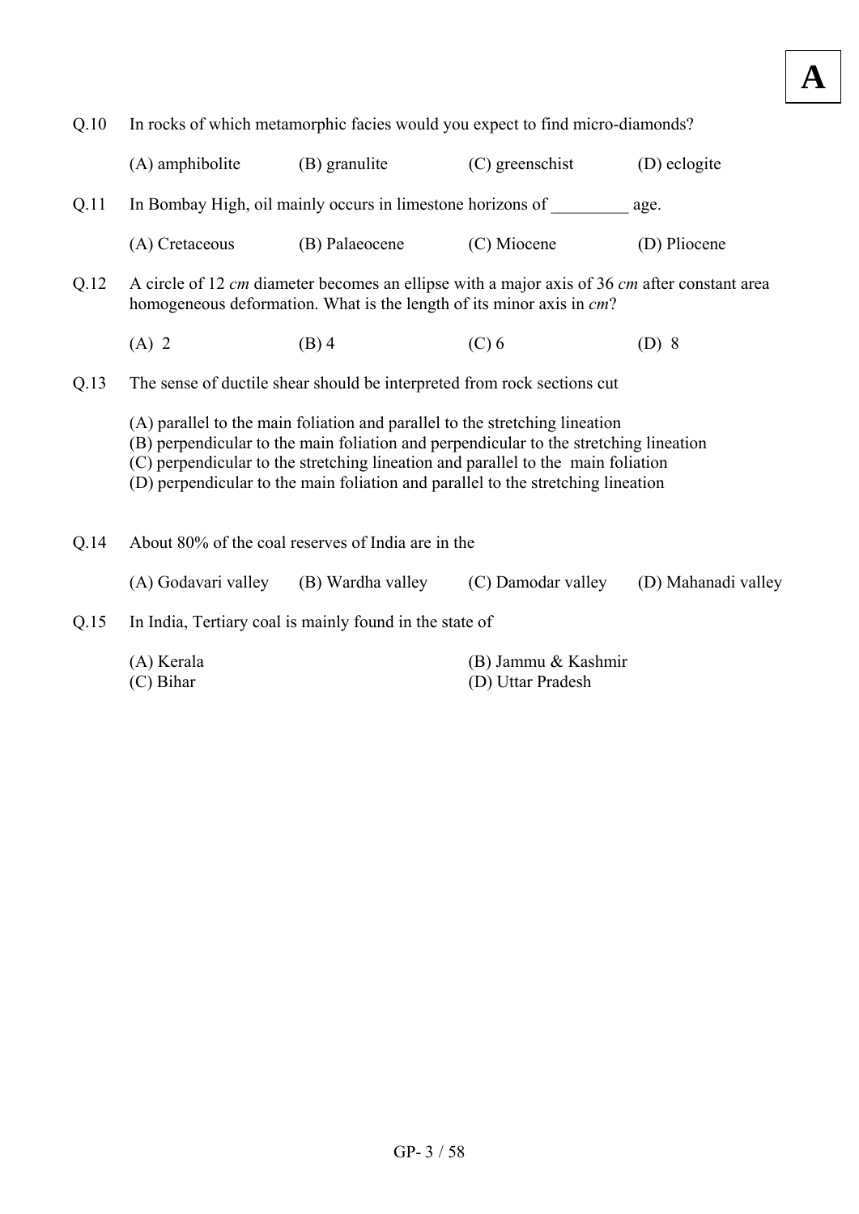**A**

Q.10 In rocks of which metamorphic facies would you expect to find micro-diamonds?

(A) amphibolite (B) granulite (C) greenschist (D) eclogite

Q.11 In Bombay High, oil mainly occurs in limestone horizons of _________ age.

(A) Cretaceous (B) Palaeocene (C) Miocene (D) Pliocene

Q.12 A circle of 12 *cm* diameter becomes an ellipse with a major axis of 36 *cm* after constant area homogeneous deformation. What is the length of its minor axis in *cm*?

(A) 2 (B) 4 (C) 6 (D) 8

Q.13 The sense of ductile shear should be interpreted from rock sections cut

(A) parallel to the main foliation and parallel to the stretching lineation
(B) perpendicular to the main foliation and perpendicular to the stretching lineation
(C) perpendicular to the stretching lineation and parallel to the main foliation
(D) perpendicular to the main foliation and parallel to the stretching lineation

Q.14 About 80% of the coal reserves of India are in the

(A) Godavari valley (B) Wardha valley (C) Damodar valley (D) Mahanadi valley

Q.15 In India, Tertiary coal is mainly found in the state of

(A) Kerala (B) Jammu & Kashmir
(C) Bihar (D) Uttar Pradesh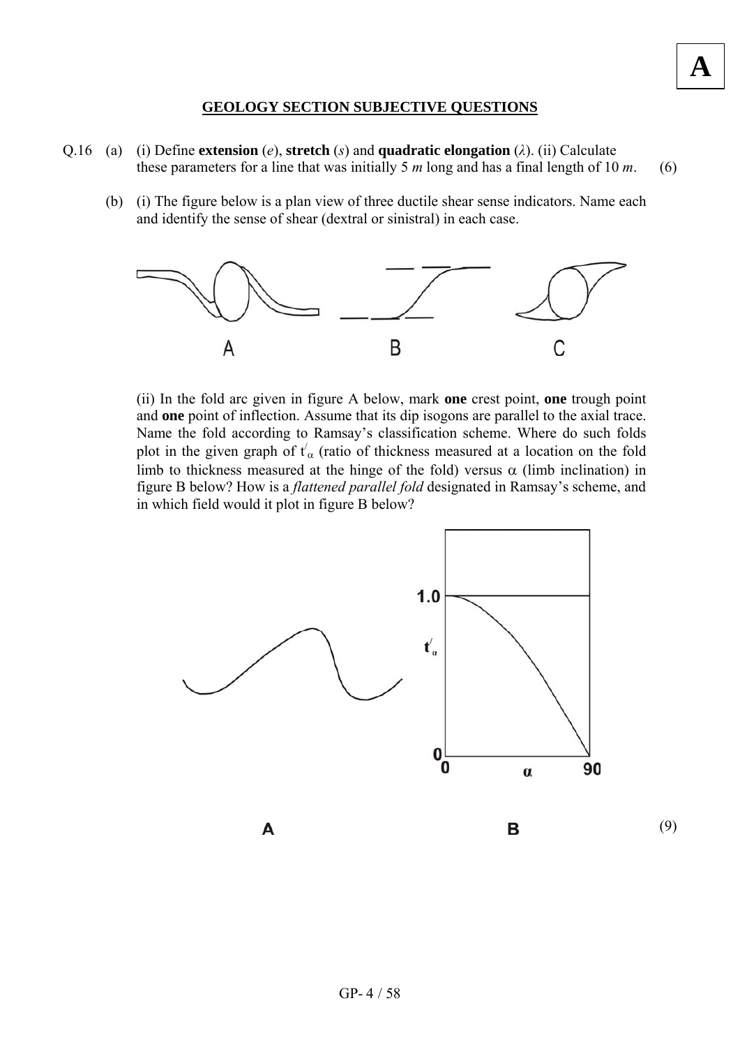**A**

## GEOLOGY SECTION SUBJECTIVE QUESTIONS

Q.16 (a) (i) Define **extension** ($e$), **stretch** ($s$) and **quadratic elongation** ($\lambda$). (ii) Calculate these parameters for a line that was initially 5 $m$ long and has a final length of 10 $m$. (6)

(b) (i) The figure below is a plan view of three ductile shear sense indicators. Name each and identify the sense of shear (dextral or sinistral) in each case.

A B C

(ii) In the fold arc given in figure A below, mark **one** crest point, **one** trough point and **one** point of inflection. Assume that its dip isogons are parallel to the axial trace. Name the fold according to Ramsay's classification scheme. Where do such folds plot in the given graph of $t'_\alpha$ (ratio of thickness measured at a location on the fold limb to thickness measured at the hinge of the fold) versus $\alpha$ (limb inclination) in figure B below? How is a *flattened parallel fold* designated in Ramsay's scheme, and in which field would it plot in figure B below?

A B (9)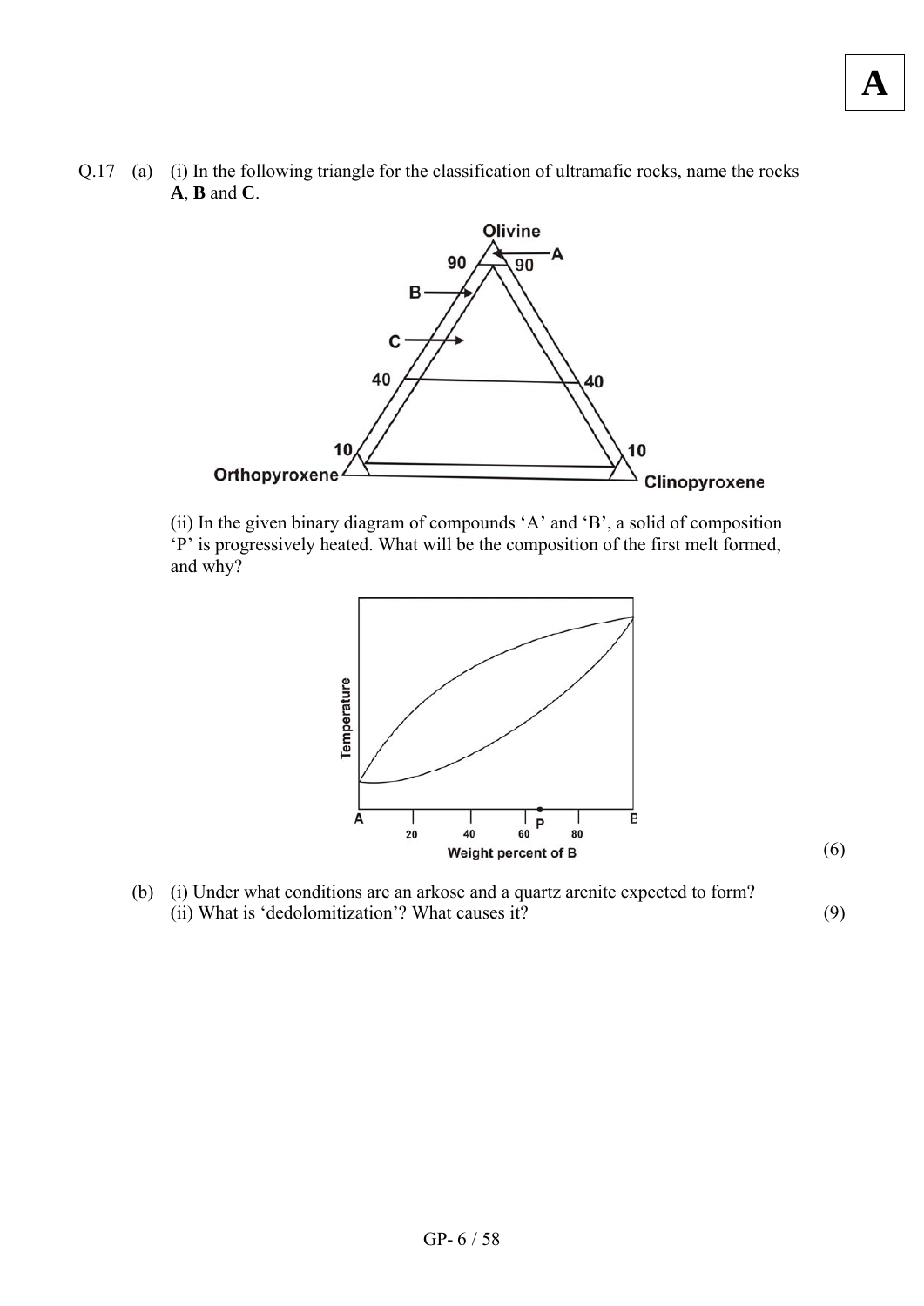Q.17 (a) (i) In the following triangle for the classification of ultramafic rocks, name the rocks **A**, **B** and **C**.

(ii) In the given binary diagram of compounds 'A' and 'B', a solid of composition 'P' is progressively heated. What will be the composition of the first melt formed, and why?

(6)

(b) (i) Under what conditions are an arkose and a quartz arenite expected to form?
(ii) What is 'dedolomitization'? What causes it? (9)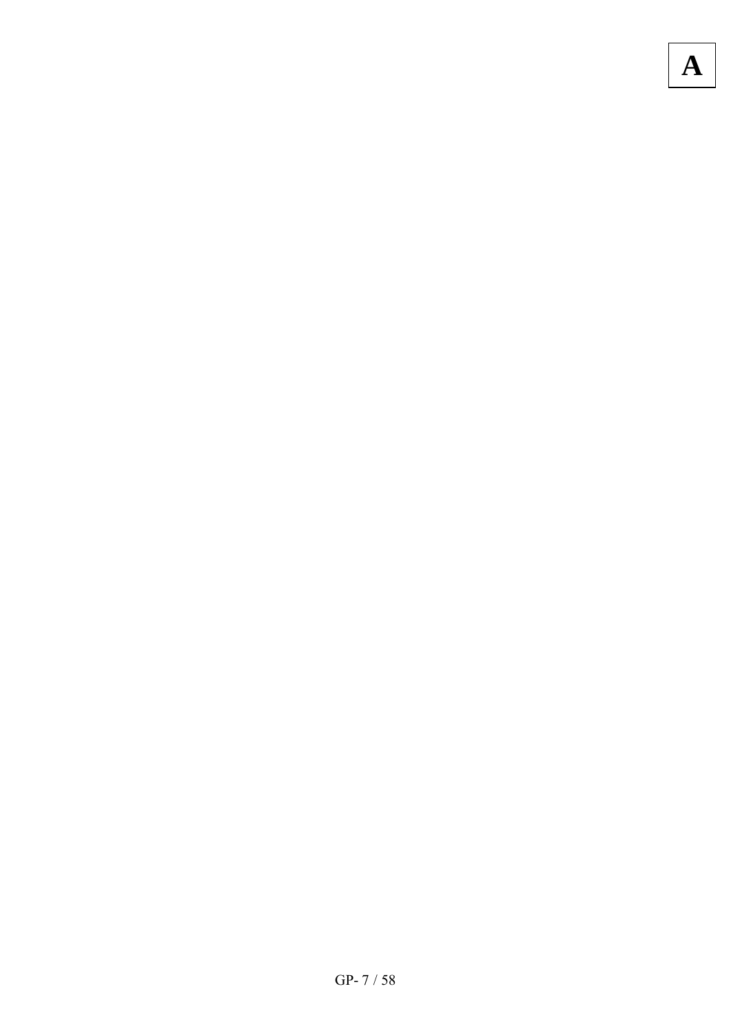A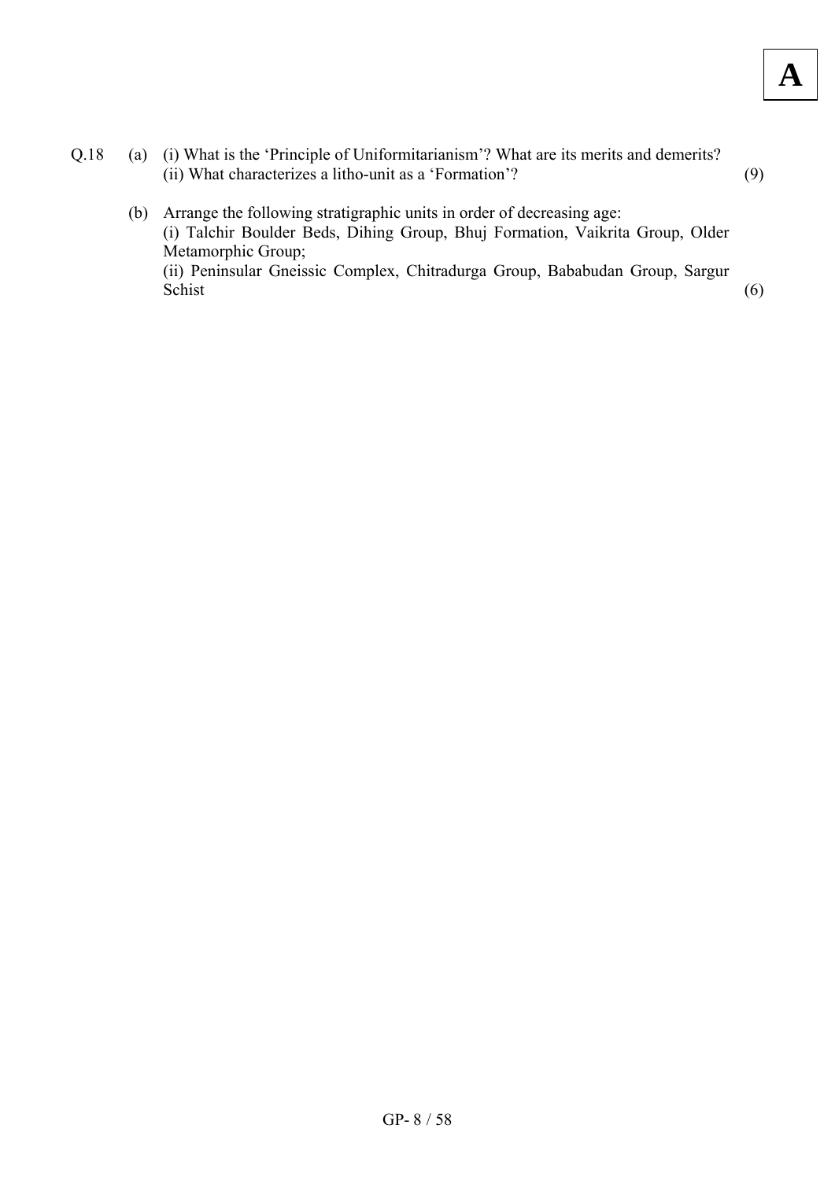Q.18 (a) (i) What is the 'Principle of Uniformitarianism'? What are its merits and demerits?
(ii) What characterizes a litho-unit as a 'Formation'? (9)

(b) Arrange the following stratigraphic units in order of decreasing age:
(i) Talchir Boulder Beds, Dihing Group, Bhuj Formation, Vaikrita Group, Older Metamorphic Group;
(ii) Peninsular Gneissic Complex, Chitradurga Group, Bababudan Group, Sargur Schist (6)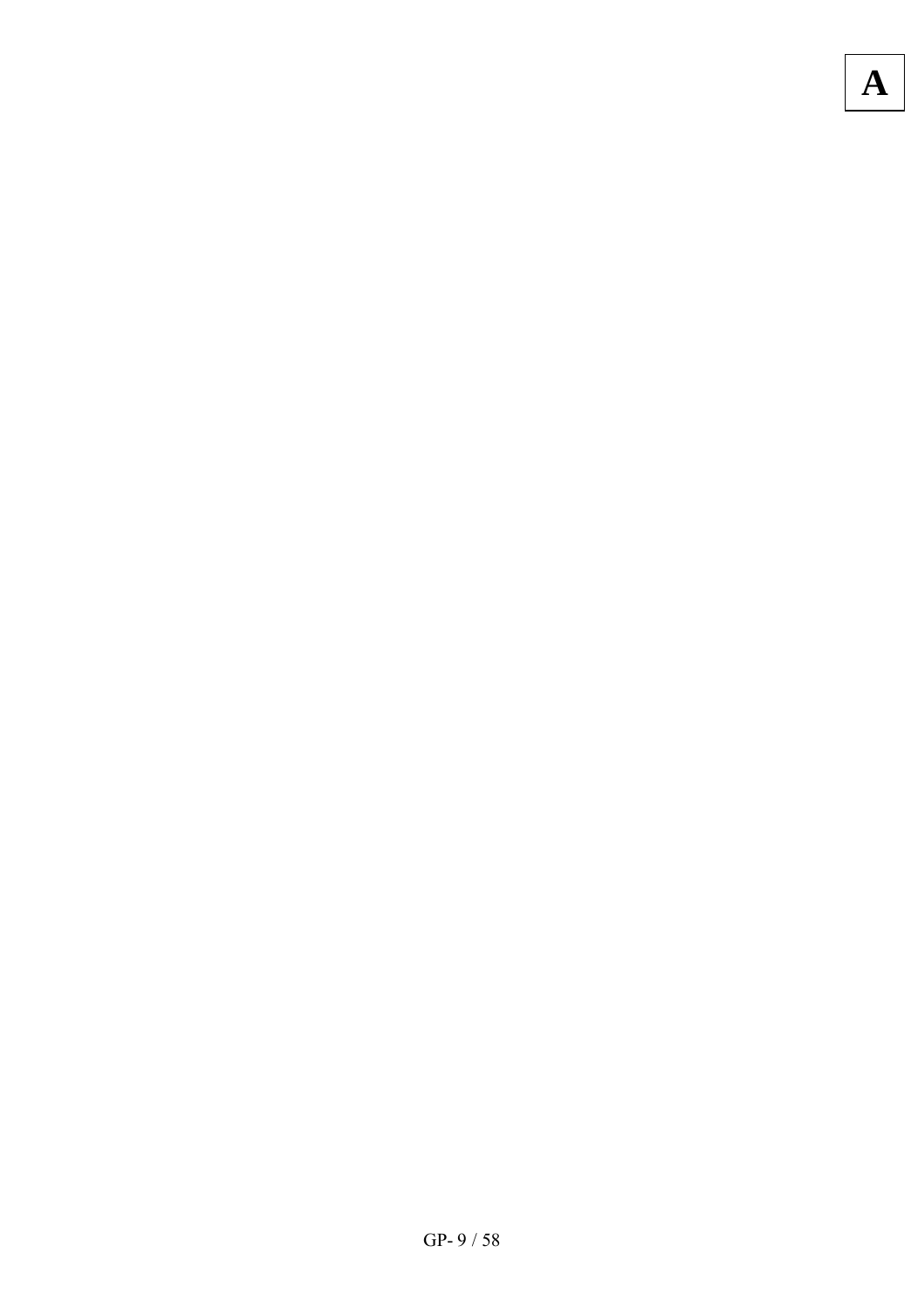A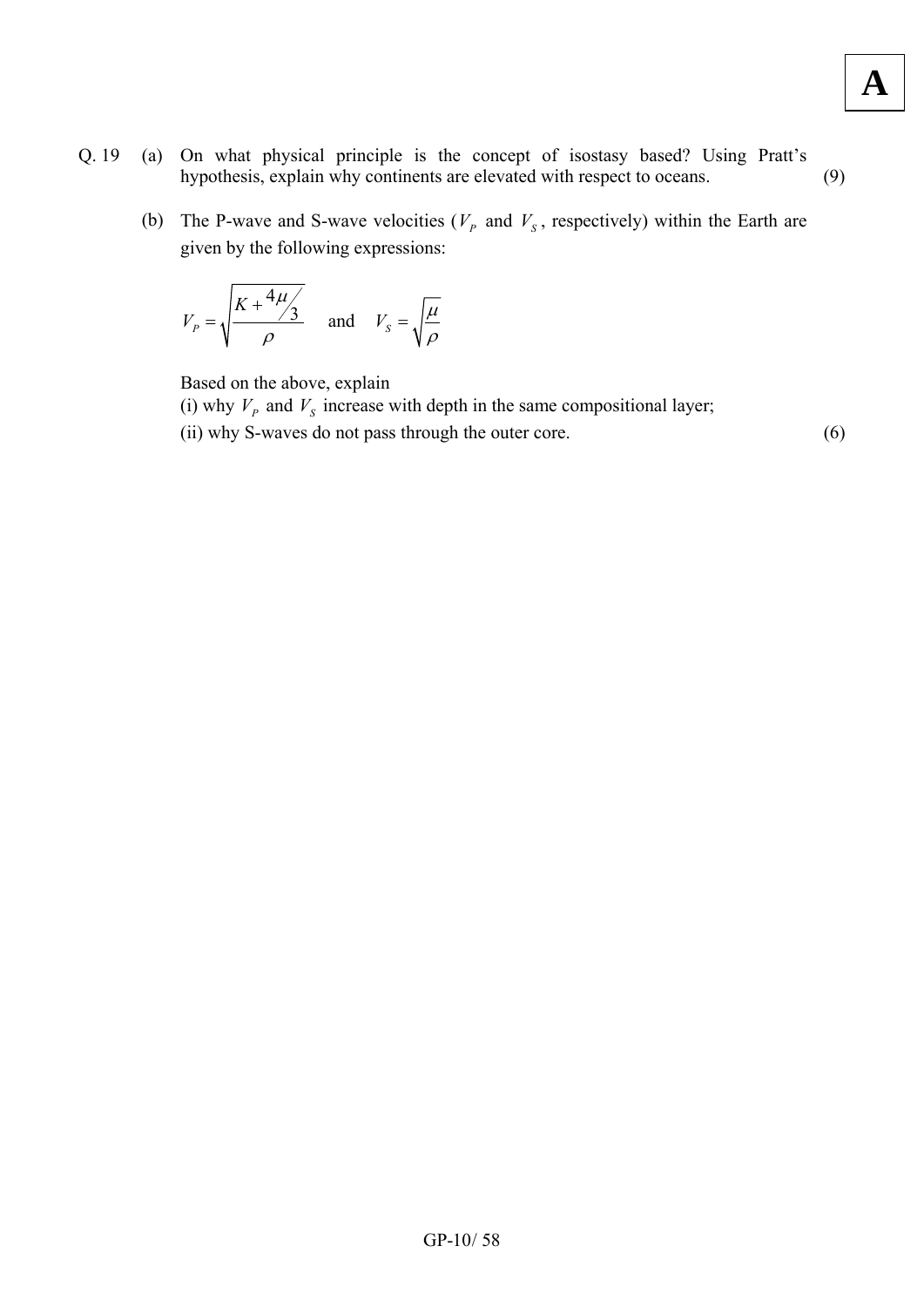Q. 19 (a) On what physical principle is the concept of isostasy based? Using Pratt's hypothesis, explain why continents are elevated with respect to oceans. (9)

(b) The P-wave and S-wave velocities ($V_P$ and $V_S$, respectively) within the Earth are given by the following expressions:

$$V_P = \sqrt{\frac{K + 4\mu/3}{\rho}} \quad \text{and} \quad V_S = \sqrt{\frac{\mu}{\rho}}$$

Based on the above, explain

(i) why $V_P$ and $V_S$ increase with depth in the same compositional layer;

(ii) why S-waves do not pass through the outer core. (6)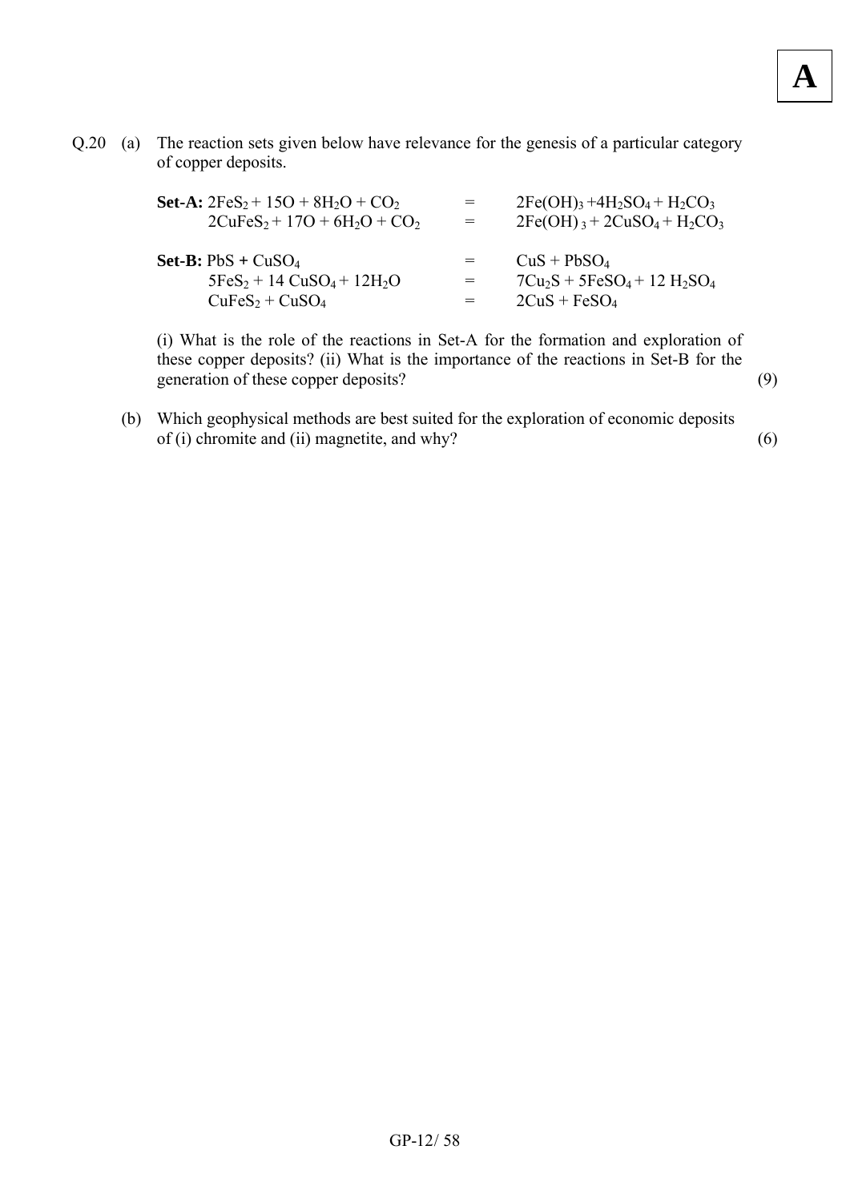Q.20 (a) The reaction sets given below have relevance for the genesis of a particular category of copper deposits.

**Set-A:**

$$2FeS_2 + 15O + 8H_2O + CO_2 = 2Fe(OH)_3 + 4H_2SO_4 + H_2CO_3$$

$$2CuFeS_2 + 17O + 6H_2O + CO_2 = 2Fe(OH)_3 + 2CuSO_4 + H_2CO_3$$

**Set-B:**

$$PbS + CuSO_4 = CuS + PbSO_4$$

$$5FeS_2 + 14\ CuSO_4 + 12H_2O = 7Cu_2S + 5FeSO_4 + 12\ H_2SO_4$$

$$CuFeS_2 + CuSO_4 = 2CuS + FeSO_4$$

(i) What is the role of the reactions in Set-A for the formation and exploration of these copper deposits? (ii) What is the importance of the reactions in Set-B for the generation of these copper deposits? (9)

(b) Which geophysical methods are best suited for the exploration of economic deposits of (i) chromite and (ii) magnetite, and why? (6)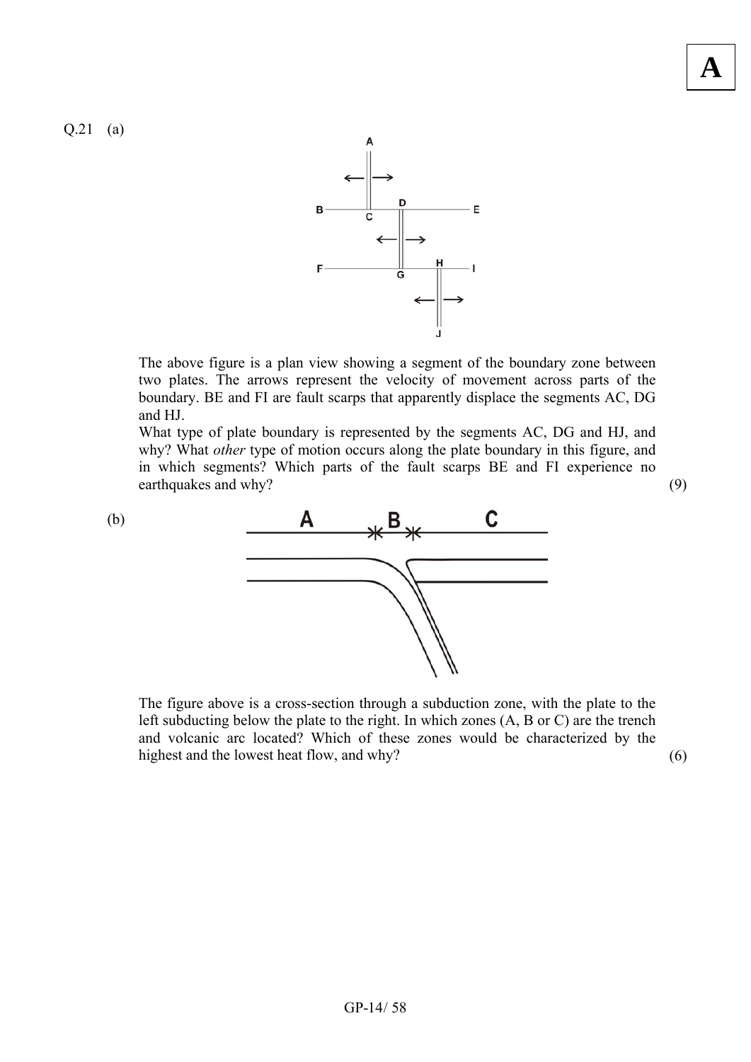Q.21 (a)

The above figure is a plan view showing a segment of the boundary zone between two plates. The arrows represent the velocity of movement across parts of the boundary. BE and FI are fault scarps that apparently displace the segments AC, DG and HJ.

What type of plate boundary is represented by the segments AC, DG and HJ, and why? What *other* type of motion occurs along the plate boundary in this figure, and in which segments? Which parts of the fault scarps BE and FI experience no earthquakes and why? (9)

(b)

The figure above is a cross-section through a subduction zone, with the plate to the left subducting below the plate to the right. In which zones (A, B or C) are the trench and volcanic arc located? Which of these zones would be characterized by the highest and the lowest heat flow, and why? (6)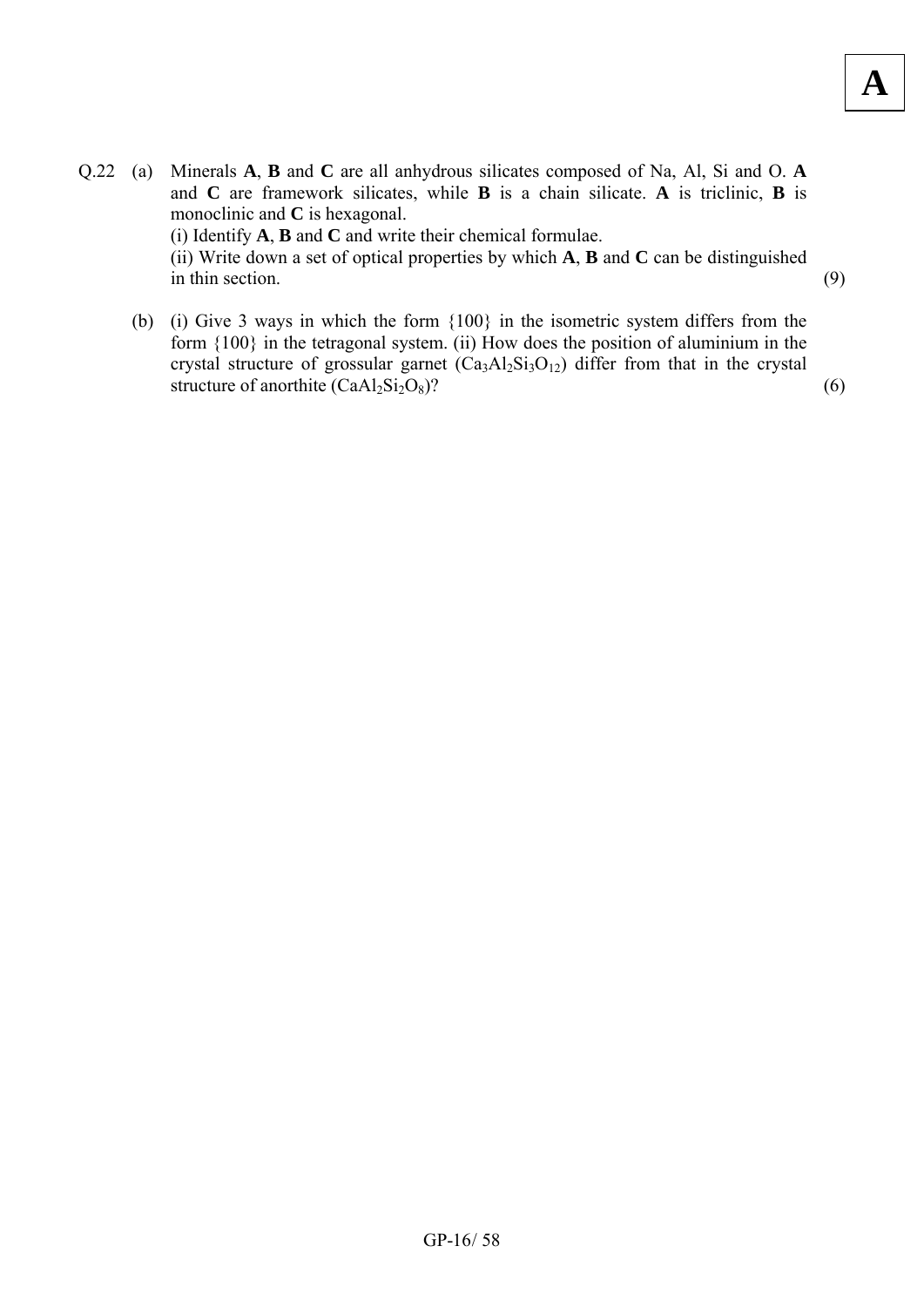**A**

Q.22 (a) Minerals **A**, **B** and **C** are all anhydrous silicates composed of Na, Al, Si and O. **A** and **C** are framework silicates, while **B** is a chain silicate. **A** is triclinic, **B** is monoclinic and **C** is hexagonal.

(i) Identify **A**, **B** and **C** and write their chemical formulae.

(ii) Write down a set of optical properties by which **A**, **B** and **C** can be distinguished in thin section. (9)

(b) (i) Give 3 ways in which the form {100} in the isometric system differs from the form {100} in the tetragonal system. (ii) How does the position of aluminium in the crystal structure of grossular garnet ($Ca_3Al_2Si_3O_{12}$) differ from that in the crystal structure of anorthite ($CaAl_2Si_2O_8$)? (6)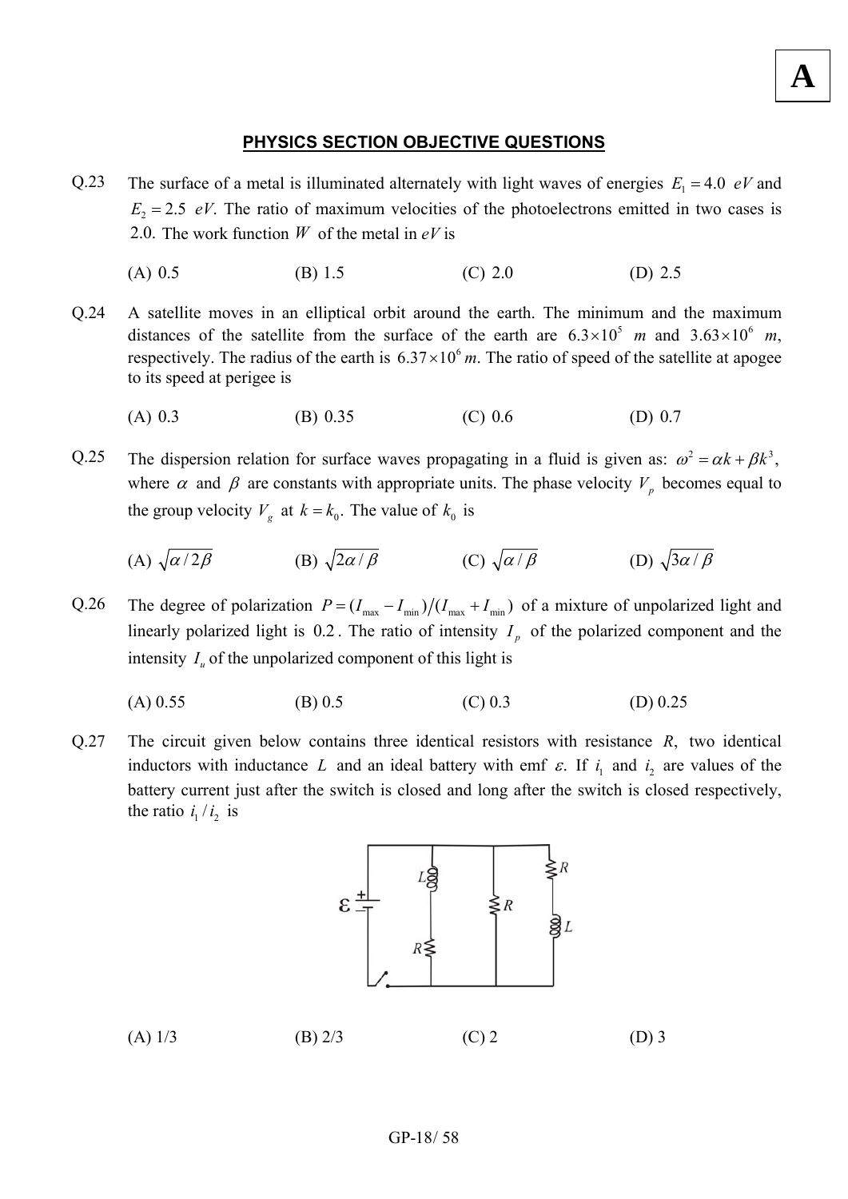## PHYSICS SECTION OBJECTIVE QUESTIONS

Q.23 The surface of a metal is illuminated alternately with light waves of energies $E_1 = 4.0\ eV$ and $E_2 = 2.5\ eV$. The ratio of maximum velocities of the photoelectrons emitted in two cases is 2.0. The work function $W$ of the metal in $eV$ is

(A) 0.5 (B) 1.5 (C) 2.0 (D) 2.5

Q.24 A satellite moves in an elliptical orbit around the earth. The minimum and the maximum distances of the satellite from the surface of the earth are $6.3\times10^5\ m$ and $3.63\times10^6\ m$, respectively. The radius of the earth is $6.37\times10^6\ m$. The ratio of speed of the satellite at apogee to its speed at perigee is

(A) 0.3 (B) 0.35 (C) 0.6 (D) 0.7

Q.25 The dispersion relation for surface waves propagating in a fluid is given as: $\omega^2 = \alpha k + \beta k^3$, where $\alpha$ and $\beta$ are constants with appropriate units. The phase velocity $V_p$ becomes equal to the group velocity $V_g$ at $k = k_0$. The value of $k_0$ is

(A) $\sqrt{\alpha/2\beta}$ (B) $\sqrt{2\alpha/\beta}$ (C) $\sqrt{\alpha/\beta}$ (D) $\sqrt{3\alpha/\beta}$

Q.26 The degree of polarization $P = (I_{max} - I_{min})/(I_{max} + I_{min})$ of a mixture of unpolarized light and linearly polarized light is 0.2. The ratio of intensity $I_p$ of the polarized component and the intensity $I_u$ of the unpolarized component of this light is

(A) 0.55 (B) 0.5 (C) 0.3 (D) 0.25

Q.27 The circuit given below contains three identical resistors with resistance $R$, two identical inductors with inductance $L$ and an ideal battery with emf $\varepsilon$. If $i_1$ and $i_2$ are values of the battery current just after the switch is closed and long after the switch is closed respectively, the ratio $i_1/i_2$ is

(A) 1/3 (B) 2/3 (C) 2 (D) 3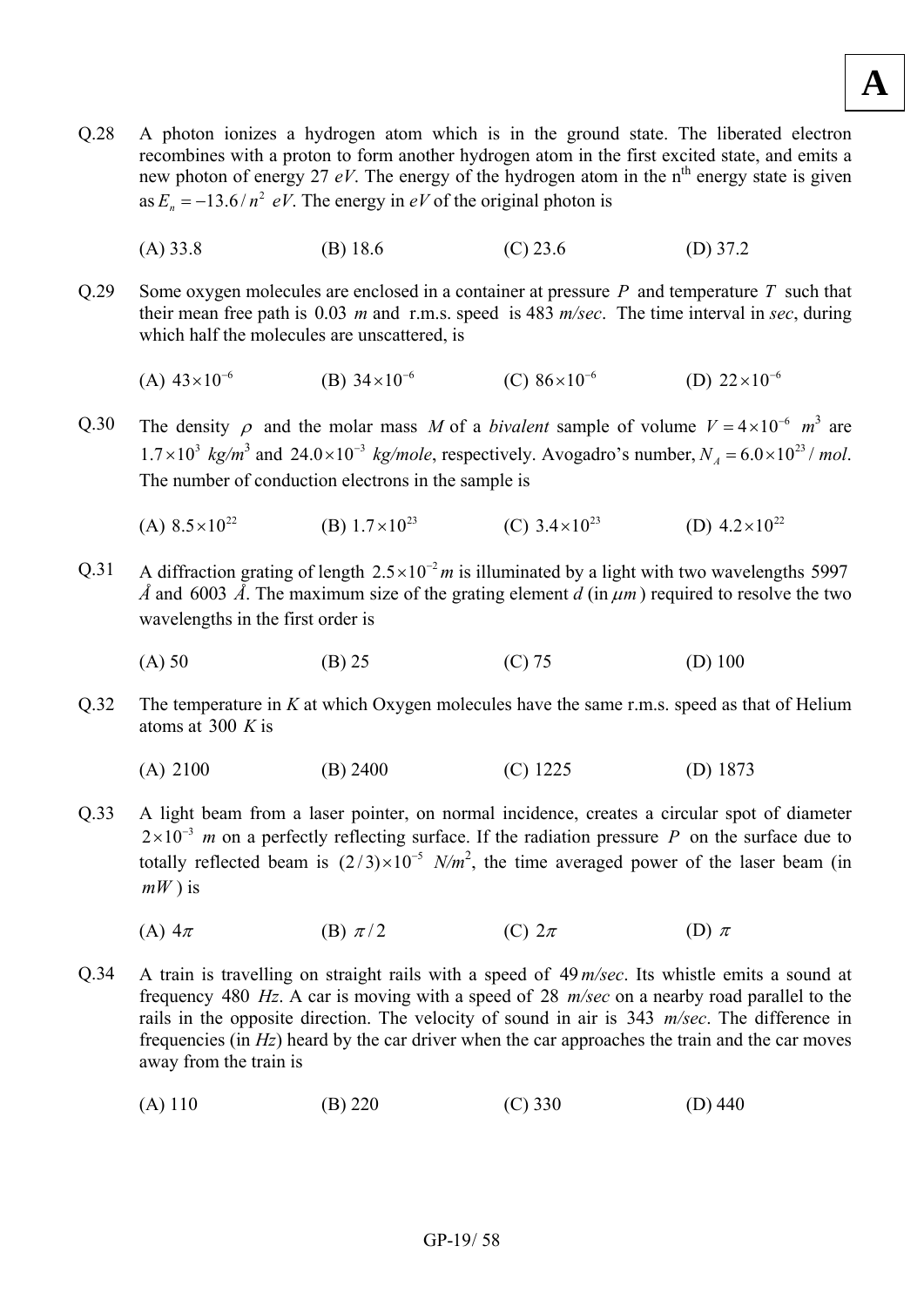Q.28 A photon ionizes a hydrogen atom which is in the ground state. The liberated electron recombines with a proton to form another hydrogen atom in the first excited state, and emits a new photon of energy 27 *eV*. The energy of the hydrogen atom in the n[th] energy state is given as $E_n = -13.6/n^2$ *eV*. The energy in *eV* of the original photon is

(A) 33.8 (B) 18.6 (C) 23.6 (D) 37.2

Q.29 Some oxygen molecules are enclosed in a container at pressure $P$ and temperature $T$ such that their mean free path is 0.03 *m* and r.m.s. speed is 483 *m/sec*. The time interval in *sec*, during which half the molecules are unscattered, is

(A) $43 \times 10^{-6}$ (B) $34 \times 10^{-6}$ (C) $86 \times 10^{-6}$ (D) $22 \times 10^{-6}$

Q.30 The density $\rho$ and the molar mass $M$ of a *bivalent* sample of volume $V = 4 \times 10^{-6}$ $m^3$ are $1.7 \times 10^3$ *kg/m*$^3$ and $24.0 \times 10^{-3}$ *kg/mole*, respectively. Avogadro's number, $N_A = 6.0 \times 10^{23}$ / *mol*. The number of conduction electrons in the sample is

(A) $8.5 \times 10^{22}$ (B) $1.7 \times 10^{23}$ (C) $3.4 \times 10^{23}$ (D) $4.2 \times 10^{22}$

Q.31 A diffraction grating of length $2.5 \times 10^{-2}$ *m* is illuminated by a light with two wavelengths 5997 *Å* and 6003 *Å*. The maximum size of the grating element *d* (in $\mu m$) required to resolve the two wavelengths in the first order is

(A) 50 (B) 25 (C) 75 (D) 100

Q.32 The temperature in *K* at which Oxygen molecules have the same r.m.s. speed as that of Helium atoms at 300 *K* is

(A) 2100 (B) 2400 (C) 1225 (D) 1873

Q.33 A light beam from a laser pointer, on normal incidence, creates a circular spot of diameter $2 \times 10^{-3}$ *m* on a perfectly reflecting surface. If the radiation pressure $P$ on the surface due to totally reflected beam is $(2/3) \times 10^{-5}$ *N/m*$^2$, the time averaged power of the laser beam (in *mW*) is

(A) $4\pi$ (B) $\pi/2$ (C) $2\pi$ (D) $\pi$

Q.34 A train is travelling on straight rails with a speed of 49 *m/sec*. Its whistle emits a sound at frequency 480 *Hz*. A car is moving with a speed of 28 *m/sec* on a nearby road parallel to the rails in the opposite direction. The velocity of sound in air is 343 *m/sec*. The difference in frequencies (in *Hz*) heard by the car driver when the car approaches the train and the car moves away from the train is

(A) 110 (B) 220 (C) 330 (D) 440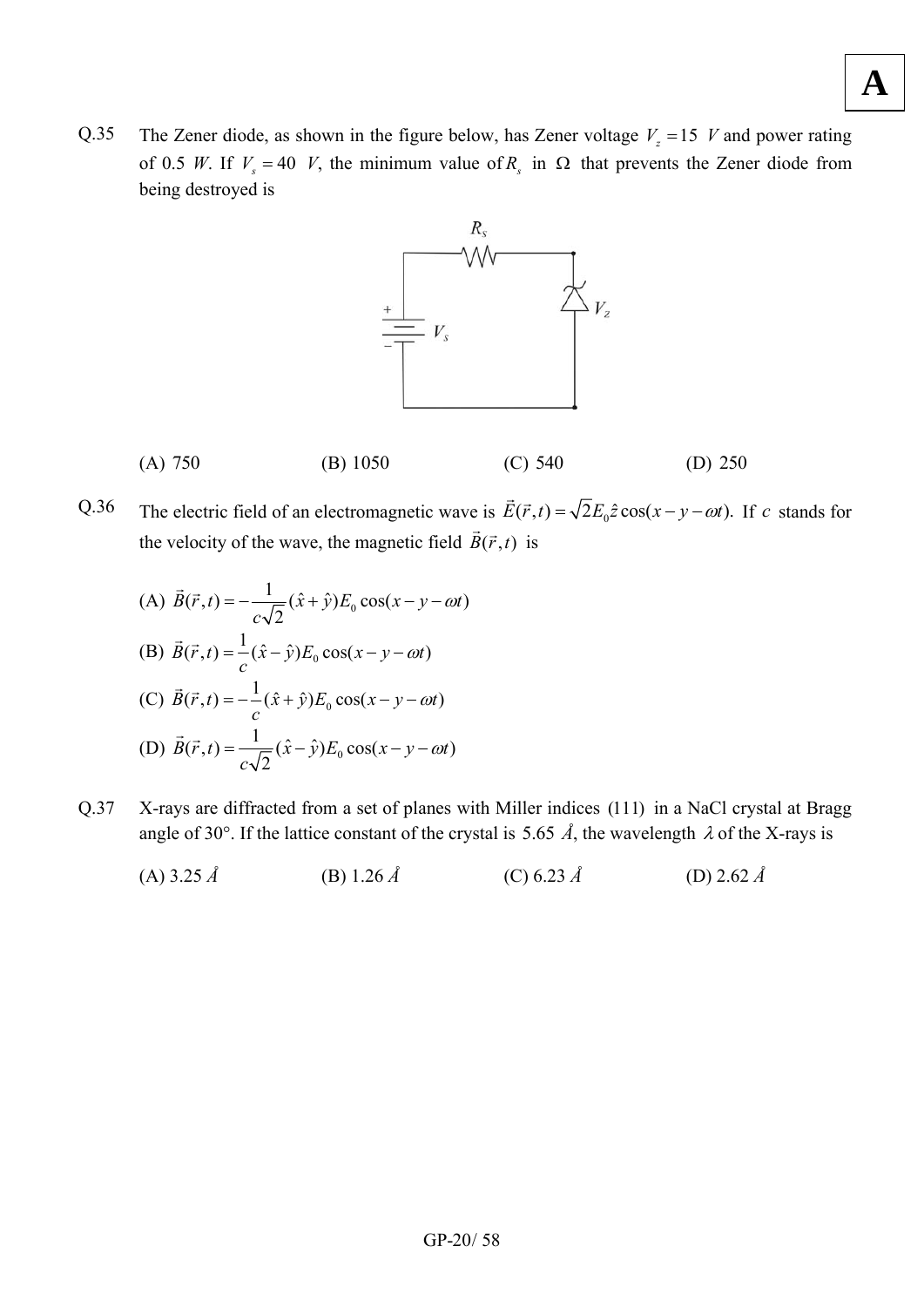Q.35 The Zener diode, as shown in the figure below, has Zener voltage $V_z = 15\ V$ and power rating of 0.5 $W$. If $V_s = 40\ V$, the minimum value of $R_s$ in $\Omega$ that prevents the Zener diode from being destroyed is

(A) 750 (B) 1050 (C) 540 (D) 250

Q.36 The electric field of an electromagnetic wave is $\vec{E}(\vec{r},t) = \sqrt{2}E_0\hat{z}\cos(x - y - \omega t)$. If $c$ stands for the velocity of the wave, the magnetic field $\vec{B}(\vec{r},t)$ is

(A) $\vec{B}(\vec{r},t) = -\frac{1}{c\sqrt{2}}(\hat{x}+\hat{y})E_0\cos(x - y - \omega t)$

(B) $\vec{B}(\vec{r},t) = \frac{1}{c}(\hat{x}-\hat{y})E_0\cos(x - y - \omega t)$

(C) $\vec{B}(\vec{r},t) = -\frac{1}{c}(\hat{x}+\hat{y})E_0\cos(x - y - \omega t)$

(D) $\vec{B}(\vec{r},t) = \frac{1}{c\sqrt{2}}(\hat{x}-\hat{y})E_0\cos(x - y - \omega t)$

Q.37 X-rays are diffracted from a set of planes with Miller indices (111) in a NaCl crystal at Bragg angle of 30°. If the lattice constant of the crystal is 5.65 Å, the wavelength $\lambda$ of the X-rays is

(A) 3.25 Å (B) 1.26 Å (C) 6.23 Å (D) 2.62 Å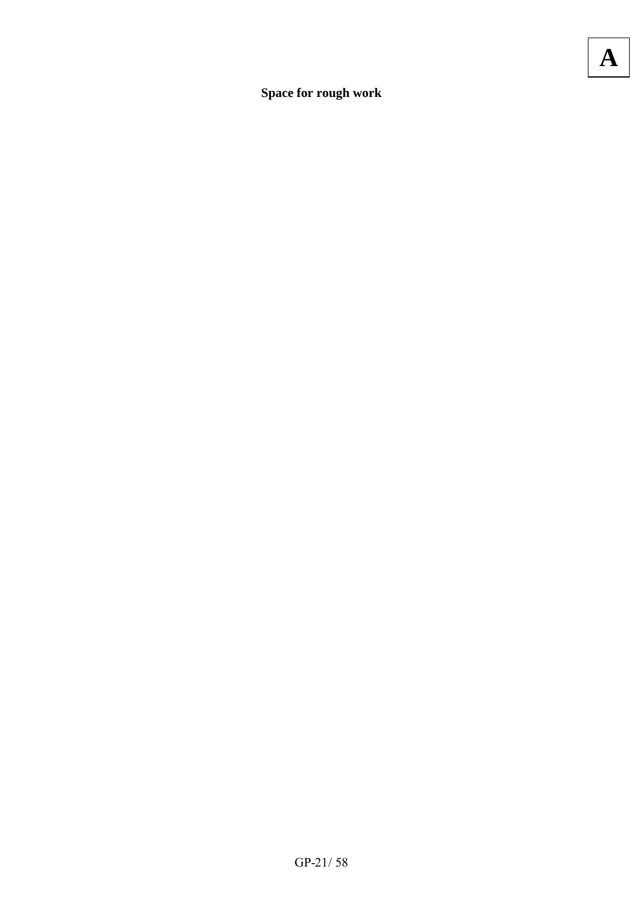**Space for rough work**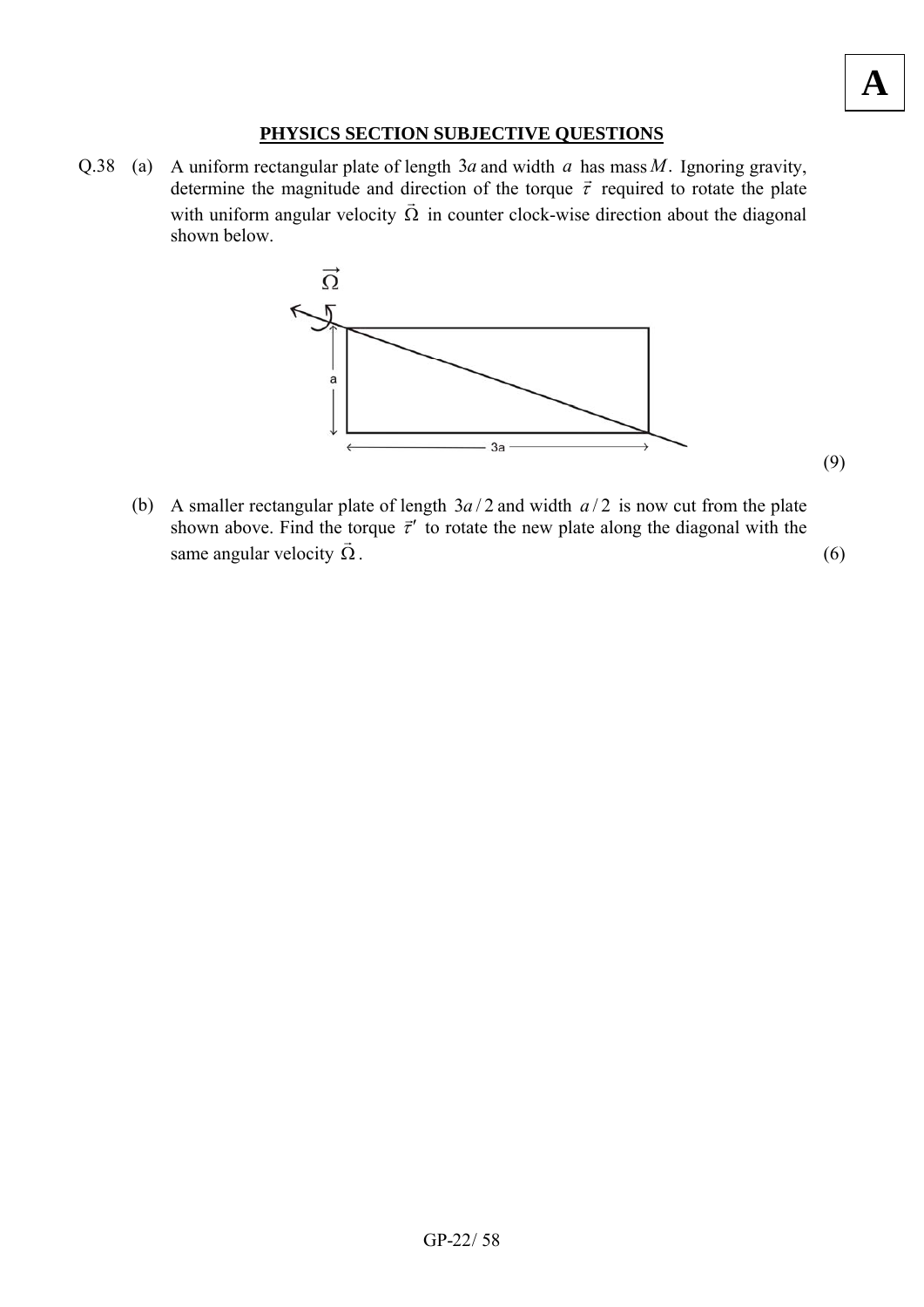**PHYSICS SECTION SUBJECTIVE QUESTIONS**

Q.38 (a) A uniform rectangular plate of length $3a$ and width $a$ has mass $M$. Ignoring gravity, determine the magnitude and direction of the torque $\vec{\tau}$ required to rotate the plate with uniform angular velocity $\vec{\Omega}$ in counter clock-wise direction about the diagonal shown below.

(9)

(b) A smaller rectangular plate of length $3a/2$ and width $a/2$ is now cut from the plate shown above. Find the torque $\vec{\tau}'$ to rotate the new plate along the diagonal with the same angular velocity $\vec{\Omega}$. (6)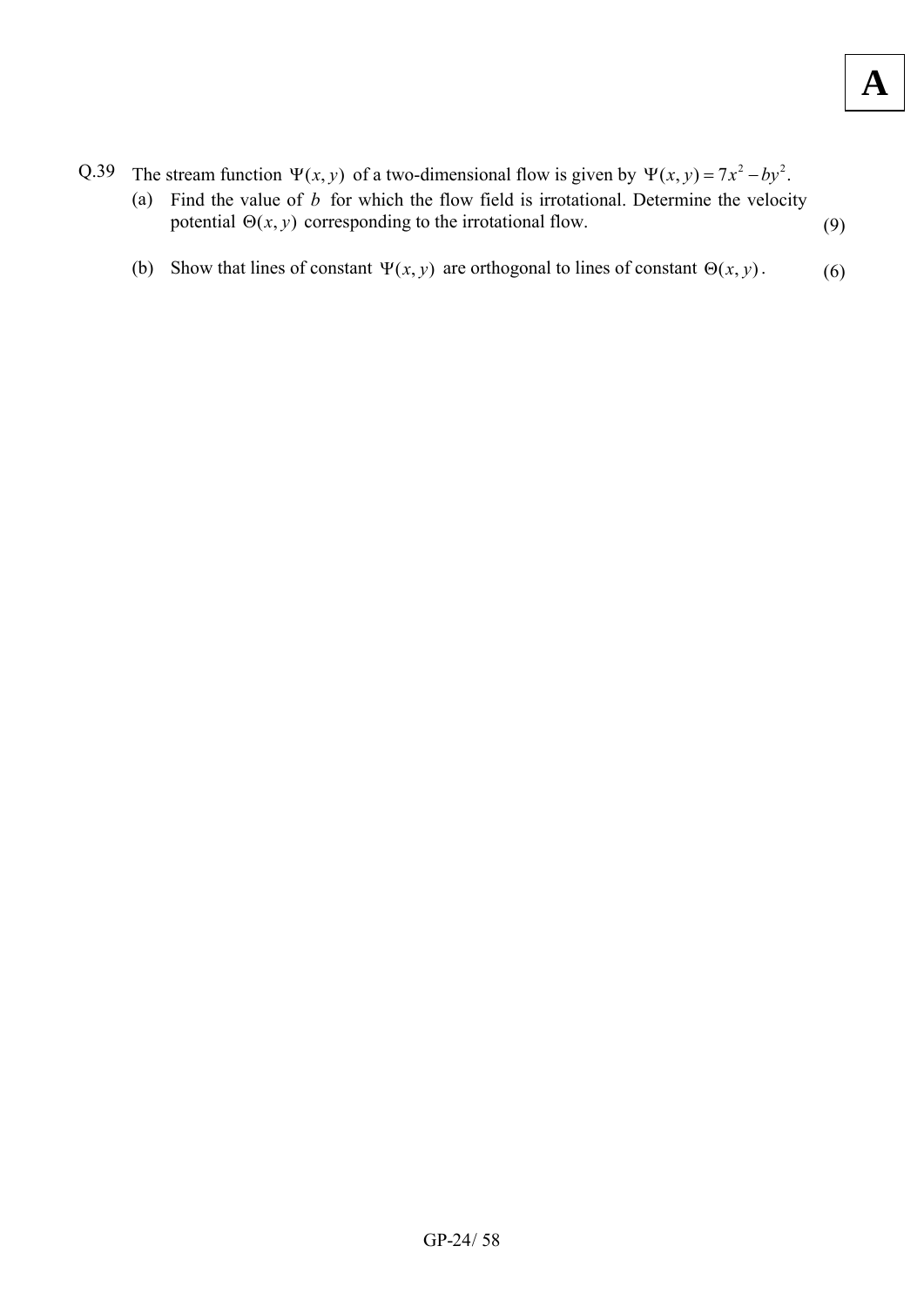Q.39 The stream function $\Psi(x, y)$ of a two-dimensional flow is given by $\Psi(x, y) = 7x^2 - by^2$.

(a) Find the value of $b$ for which the flow field is irrotational. Determine the velocity potential $\Theta(x, y)$ corresponding to the irrotational flow. (9)

(b) Show that lines of constant $\Psi(x, y)$ are orthogonal to lines of constant $\Theta(x, y)$. (6)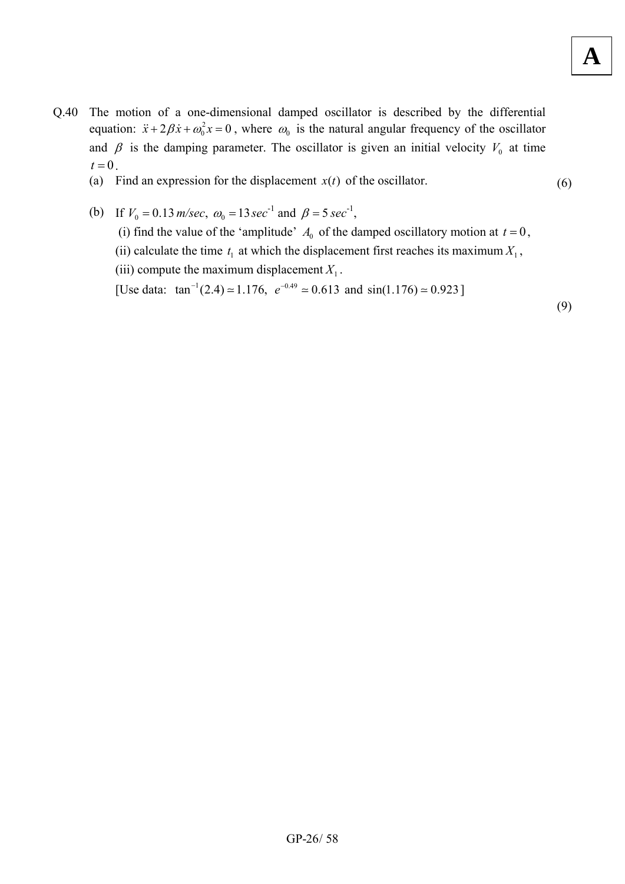**A**

Q.40 The motion of a one-dimensional damped oscillator is described by the differential equation: $\ddot{x} + 2\beta\dot{x} + \omega_0^2 x = 0$, where $\omega_0$ is the natural angular frequency of the oscillator and $\beta$ is the damping parameter. The oscillator is given an initial velocity $V_0$ at time $t = 0$.

(a) Find an expression for the displacement $x(t)$ of the oscillator. (6)

(b) If $V_0 = 0.13$ *m/sec*, $\omega_0 = 13\,sec^{-1}$ and $\beta = 5\,sec^{-1}$,

(i) find the value of the 'amplitude' $A_0$ of the damped oscillatory motion at $t = 0$,

(ii) calculate the time $t_1$ at which the displacement first reaches its maximum $X_1$,

(iii) compute the maximum displacement $X_1$.

[Use data: $\tan^{-1}(2.4) \simeq 1.176$, $e^{-0.49} \simeq 0.613$ and $\sin(1.176) \simeq 0.923$]

(9)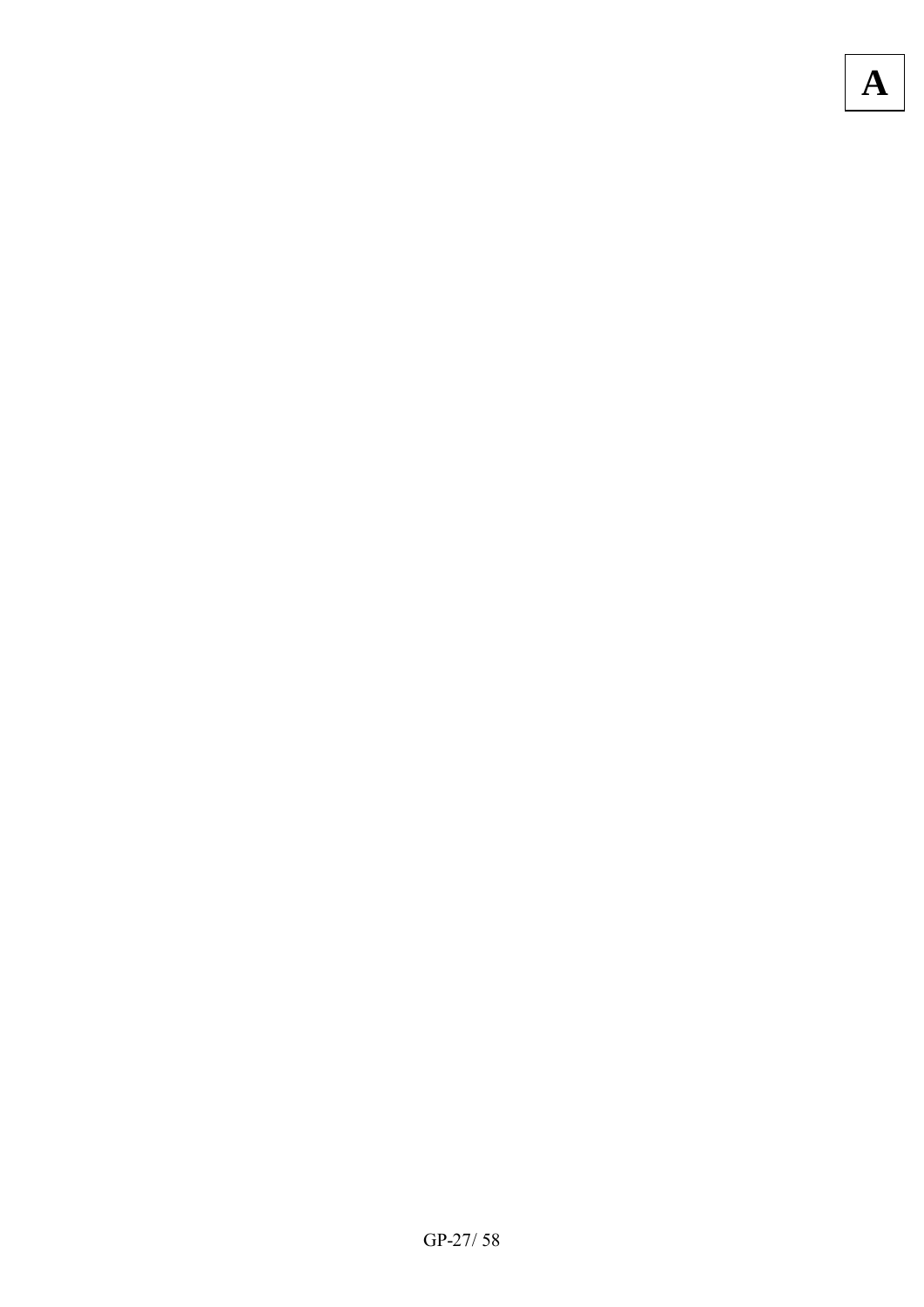A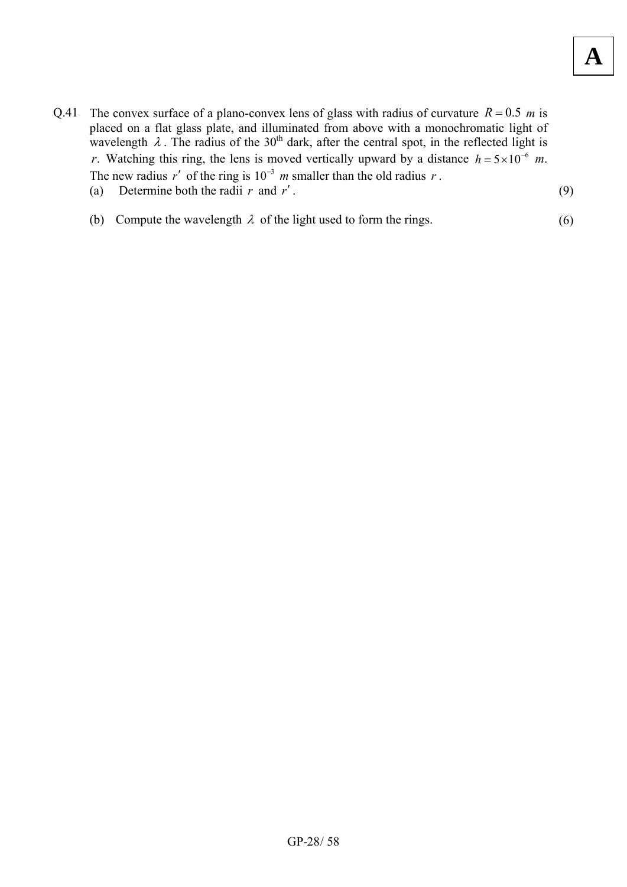Q.41 The convex surface of a plano-convex lens of glass with radius of curvature $R = 0.5$ $m$ is placed on a flat glass plate, and illuminated from above with a monochromatic light of wavelength $\lambda$. The radius of the 30th dark, after the central spot, in the reflected light is $r$. Watching this ring, the lens is moved vertically upward by a distance $h = 5 \times 10^{-6}$ $m$. The new radius $r'$ of the ring is $10^{-3}$ $m$ smaller than the old radius $r$.

(a) Determine both the radii $r$ and $r'$. (9)

(b) Compute the wavelength $\lambda$ of the light used to form the rings. (6)